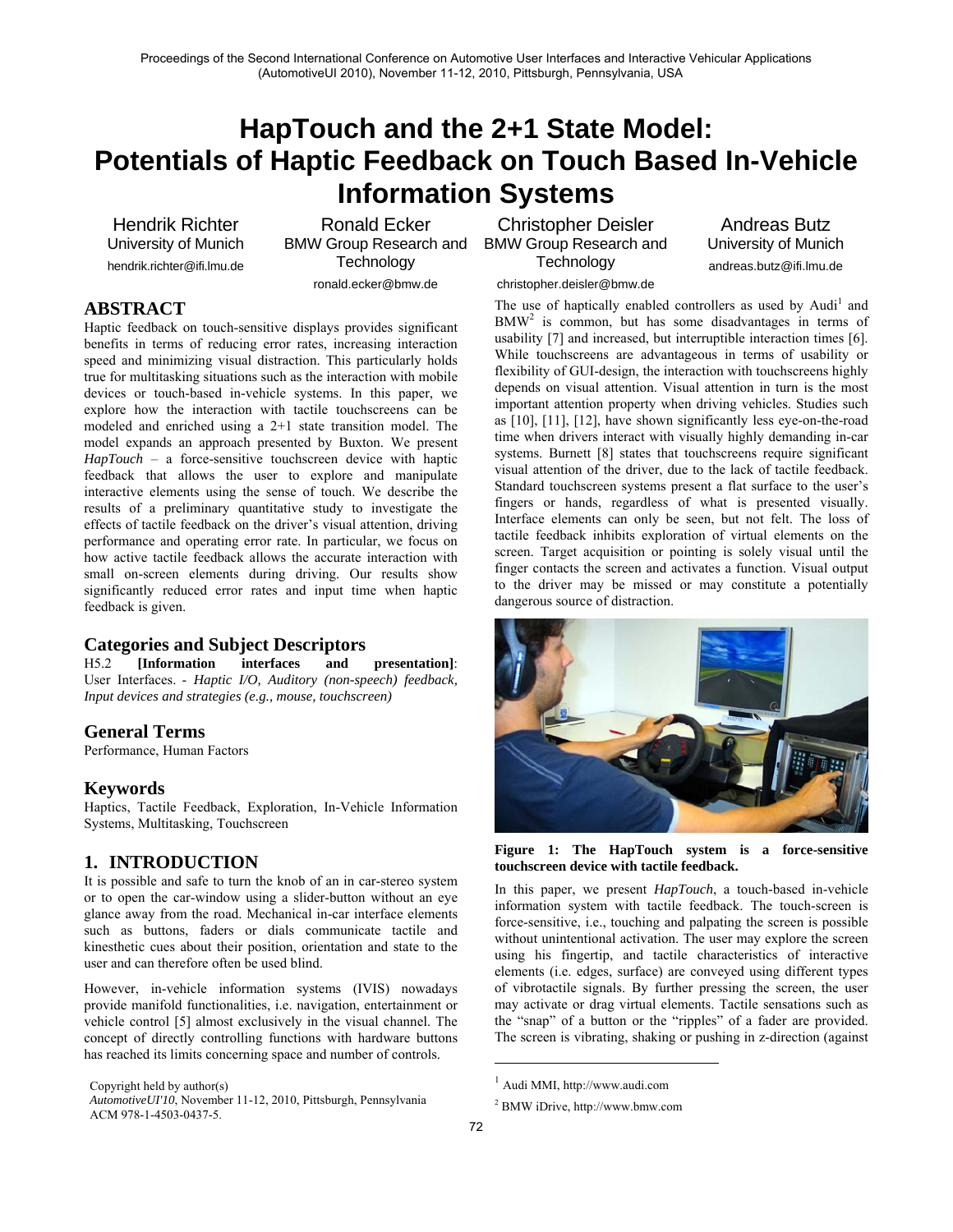# HapTouch and the 2+1 State Model: Potentials of Haptic Feedback on Touch Based In-Vehicle Information Systems

Hendrik Richter
University of Munich
hendrik.richter@ifi.lmu.de

Ronald Ecker
BMW Group Research and Technology
ronald.ecker@bmw.de

Christopher Deisler
BMW Group Research and Technology
christopher.deisler@bmw.de

Andreas Butz
University of Munich
andreas.butz@ifi.lmu.de

## ABSTRACT

Haptic feedback on touch-sensitive displays provides significant benefits in terms of reducing error rates, increasing interaction speed and minimizing visual distraction. This particularly holds true for multitasking situations such as the interaction with mobile devices or touch-based in-vehicle systems. In this paper, we explore how the interaction with tactile touchscreens can be modeled and enriched using a 2+1 state transition model. The model expands an approach presented by Buxton. We present *HapTouch* – a force-sensitive touchscreen device with haptic feedback that allows the user to explore and manipulate interactive elements using the sense of touch. We describe the results of a preliminary quantitative study to investigate the effects of tactile feedback on the driver's visual attention, driving performance and operating error rate. In particular, we focus on how active tactile feedback allows the accurate interaction with small on-screen elements during driving. Our results show significantly reduced error rates and input time when haptic feedback is given.

## Categories and Subject Descriptors

H5.2 **[Information interfaces and presentation]**: User Interfaces. - *Haptic I/O, Auditory (non-speech) feedback, Input devices and strategies (e.g., mouse, touchscreen)*

## General Terms

Performance, Human Factors

## Keywords

Haptics, Tactile Feedback, Exploration, In-Vehicle Information Systems, Multitasking, Touchscreen

## 1. INTRODUCTION

It is possible and safe to turn the knob of an in car-stereo system or to open the car-window using a slider-button without an eye glance away from the road. Mechanical in-car interface elements such as buttons, faders or dials communicate tactile and kinesthetic cues about their position, orientation and state to the user and can therefore often be used blind.

However, in-vehicle information systems (IVIS) nowadays provide manifold functionalities, i.e. navigation, entertainment or vehicle control [5] almost exclusively in the visual channel. The concept of directly controlling functions with hardware buttons has reached its limits concerning space and number of controls.

The use of haptically enabled controllers as used by Audi[1] and BMW[2] is common, but has some disadvantages in terms of usability [7] and increased, but interruptible interaction times [6]. While touchscreens are advantageous in terms of usability or flexibility of GUI-design, the interaction with touchscreens highly depends on visual attention. Visual attention in turn is the most important attention property when driving vehicles. Studies such as [10], [11], [12], have shown significantly less eye-on-the-road time when drivers interact with visually highly demanding in-car systems. Burnett [8] states that touchscreens require significant visual attention of the driver, due to the lack of tactile feedback. Standard touchscreen systems present a flat surface to the user's fingers or hands, regardless of what is presented visually. Interface elements can only be seen, but not felt. The loss of tactile feedback inhibits exploration of virtual elements on the screen. Target acquisition or pointing is solely visual until the finger contacts the screen and activates a function. Visual output to the driver may be missed or may constitute a potentially dangerous source of distraction.

**Figure 1: The HapTouch system is a force-sensitive touchscreen device with tactile feedback.**

In this paper, we present *HapTouch*, a touch-based in-vehicle information system with tactile feedback. The touch-screen is force-sensitive, i.e., touching and palpating the screen is possible without unintentional activation. The user may explore the screen using his fingertip, and tactile characteristics of interactive elements (i.e. edges, surface) are conveyed using different types of vibrotactile signals. By further pressing the screen, the user may activate or drag virtual elements. Tactile sensations such as the "snap" of a button or the "ripples" of a fader are provided. The screen is vibrating, shaking or pushing in z-direction (against

Copyright held by author(s)
*AutomotiveUI'10*, November 11-12, 2010, Pittsburgh, Pennsylvania
ACM 978-1-4503-0437-5.

[1] Audi MMI, http://www.audi.com

[2] BMW iDrive, http://www.bmw.com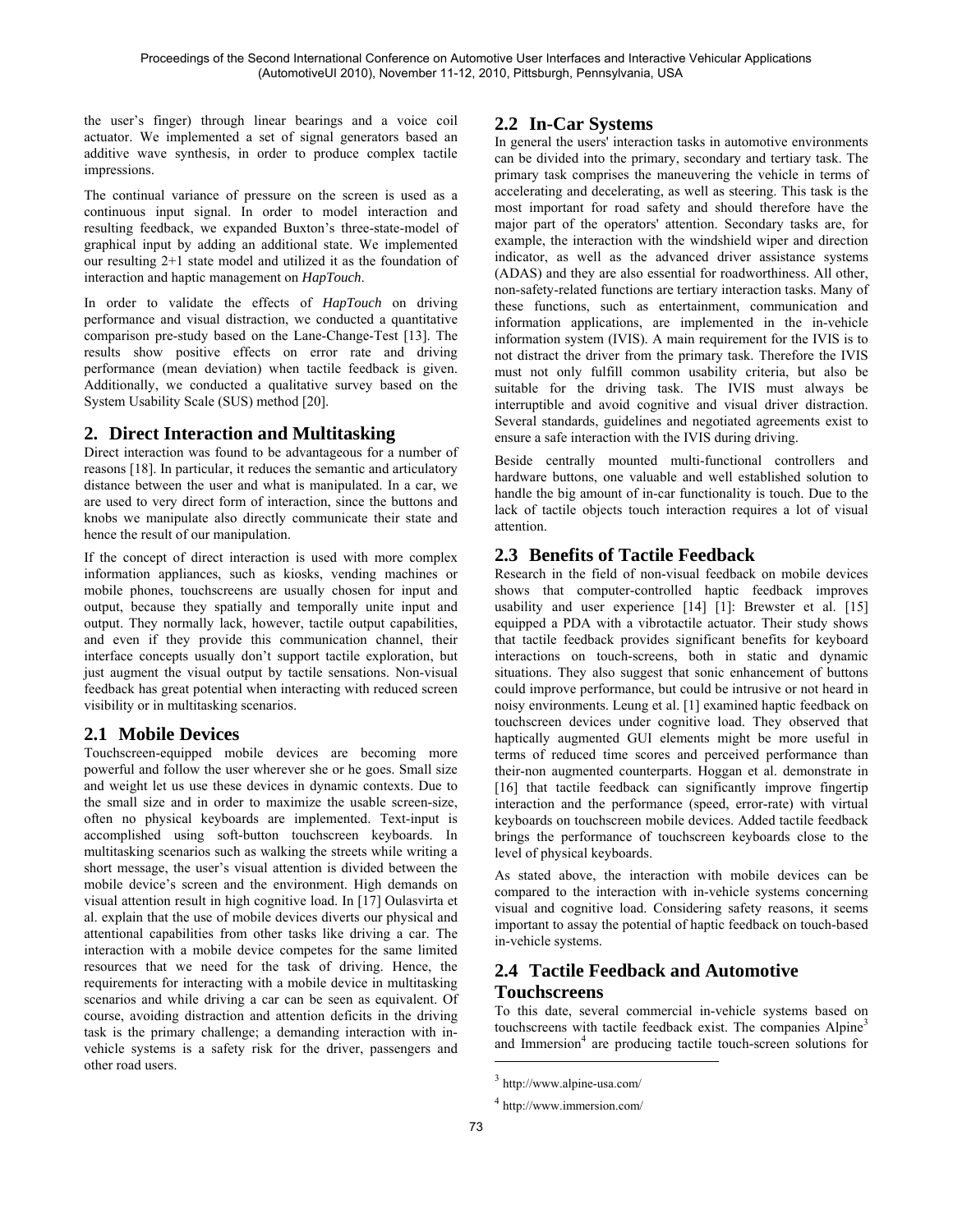the user's finger) through linear bearings and a voice coil actuator. We implemented a set of signal generators based an additive wave synthesis, in order to produce complex tactile impressions.

The continual variance of pressure on the screen is used as a continuous input signal. In order to model interaction and resulting feedback, we expanded Buxton's three-state-model of graphical input by adding an additional state. We implemented our resulting 2+1 state model and utilized it as the foundation of interaction and haptic management on *HapTouch*.

In order to validate the effects of *HapTouch* on driving performance and visual distraction, we conducted a quantitative comparison pre-study based on the Lane-Change-Test [13]. The results show positive effects on error rate and driving performance (mean deviation) when tactile feedback is given. Additionally, we conducted a qualitative survey based on the System Usability Scale (SUS) method [20].

## 2. Direct Interaction and Multitasking

Direct interaction was found to be advantageous for a number of reasons [18]. In particular, it reduces the semantic and articulatory distance between the user and what is manipulated. In a car, we are used to very direct form of interaction, since the buttons and knobs we manipulate also directly communicate their state and hence the result of our manipulation.

If the concept of direct interaction is used with more complex information appliances, such as kiosks, vending machines or mobile phones, touchscreens are usually chosen for input and output, because they spatially and temporally unite input and output. They normally lack, however, tactile output capabilities, and even if they provide this communication channel, their interface concepts usually don't support tactile exploration, but just augment the visual output by tactile sensations. Non-visual feedback has great potential when interacting with reduced screen visibility or in multitasking scenarios.

### 2.1 Mobile Devices

Touchscreen-equipped mobile devices are becoming more powerful and follow the user wherever she or he goes. Small size and weight let us use these devices in dynamic contexts. Due to the small size and in order to maximize the usable screen-size, often no physical keyboards are implemented. Text-input is accomplished using soft-button touchscreen keyboards. In multitasking scenarios such as walking the streets while writing a short message, the user's visual attention is divided between the mobile device's screen and the environment. High demands on visual attention result in high cognitive load. In [17] Oulasvirta et al. explain that the use of mobile devices diverts our physical and attentional capabilities from other tasks like driving a car. The interaction with a mobile device competes for the same limited resources that we need for the task of driving. Hence, the requirements for interacting with a mobile device in multitasking scenarios and while driving a car can be seen as equivalent. Of course, avoiding distraction and attention deficits in the driving task is the primary challenge; a demanding interaction with in-vehicle systems is a safety risk for the driver, passengers and other road users.

### 2.2 In-Car Systems

In general the users' interaction tasks in automotive environments can be divided into the primary, secondary and tertiary task. The primary task comprises the maneuvering the vehicle in terms of accelerating and decelerating, as well as steering. This task is the most important for road safety and should therefore have the major part of the operators' attention. Secondary tasks are, for example, the interaction with the windshield wiper and direction indicator, as well as the advanced driver assistance systems (ADAS) and they are also essential for roadworthiness. All other, non-safety-related functions are tertiary interaction tasks. Many of these functions, such as entertainment, communication and information applications, are implemented in the in-vehicle information system (IVIS). A main requirement for the IVIS is to not distract the driver from the primary task. Therefore the IVIS must not only fulfill common usability criteria, but also be suitable for the driving task. The IVIS must always be interruptible and avoid cognitive and visual driver distraction. Several standards, guidelines and negotiated agreements exist to ensure a safe interaction with the IVIS during driving.

Beside centrally mounted multi-functional controllers and hardware buttons, one valuable and well established solution to handle the big amount of in-car functionality is touch. Due to the lack of tactile objects touch interaction requires a lot of visual attention.

### 2.3 Benefits of Tactile Feedback

Research in the field of non-visual feedback on mobile devices shows that computer-controlled haptic feedback improves usability and user experience [14] [1]: Brewster et al. [15] equipped a PDA with a vibrotactile actuator. Their study shows that tactile feedback provides significant benefits for keyboard interactions on touch-screens, both in static and dynamic situations. They also suggest that sonic enhancement of buttons could improve performance, but could be intrusive or not heard in noisy environments. Leung et al. [1] examined haptic feedback on touchscreen devices under cognitive load. They observed that haptically augmented GUI elements might be more useful in terms of reduced time scores and perceived performance than their-non augmented counterparts. Hoggan et al. demonstrate in [16] that tactile feedback can significantly improve fingertip interaction and the performance (speed, error-rate) with virtual keyboards on touchscreen mobile devices. Added tactile feedback brings the performance of touchscreen keyboards close to the level of physical keyboards.

As stated above, the interaction with mobile devices can be compared to the interaction with in-vehicle systems concerning visual and cognitive load. Considering safety reasons, it seems important to assay the potential of haptic feedback on touch-based in-vehicle systems.

### 2.4 Tactile Feedback and Automotive Touchscreens

To this date, several commercial in-vehicle systems based on touchscreens with tactile feedback exist. The companies Alpine[3] and Immersion[4] are producing tactile touch-screen solutions for

[3] http://www.alpine-usa.com/

[4] http://www.immersion.com/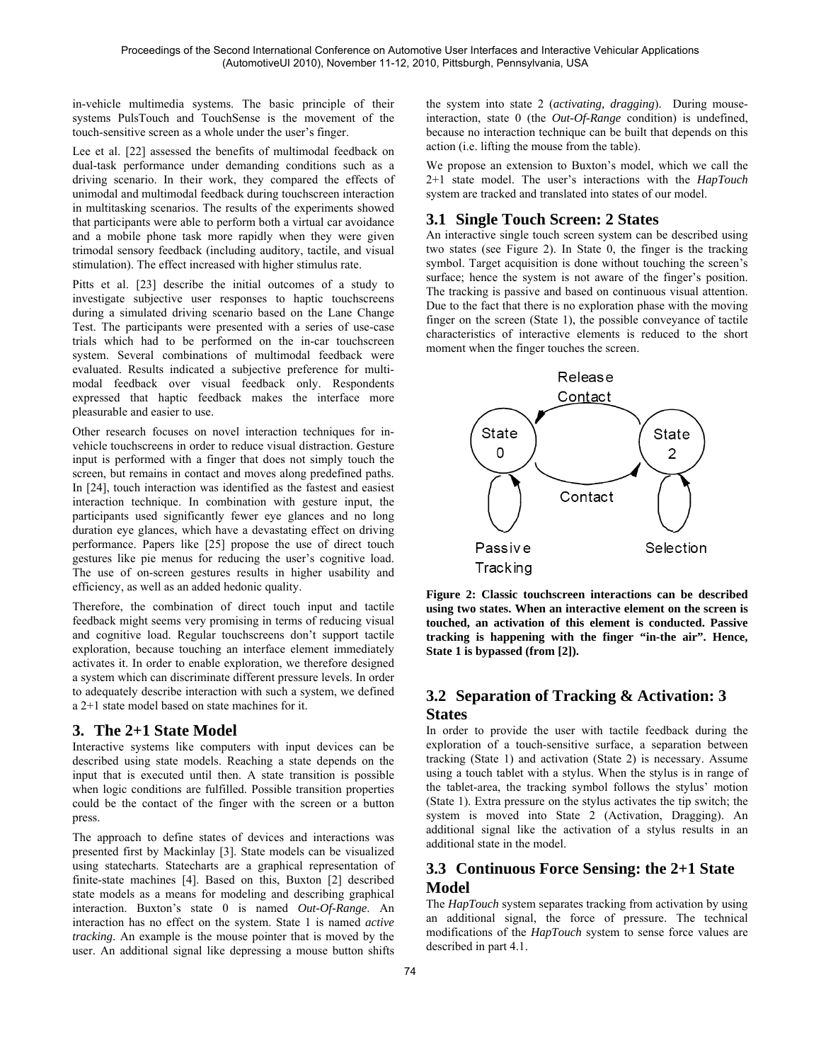in-vehicle multimedia systems. The basic principle of their systems PulsTouch and TouchSense is the movement of the touch-sensitive screen as a whole under the user's finger.

Lee et al. [22] assessed the benefits of multimodal feedback on dual-task performance under demanding conditions such as a driving scenario. In their work, they compared the effects of unimodal and multimodal feedback during touchscreen interaction in multitasking scenarios. The results of the experiments showed that participants were able to perform both a virtual car avoidance and a mobile phone task more rapidly when they were given trimodal sensory feedback (including auditory, tactile, and visual stimulation). The effect increased with higher stimulus rate.

Pitts et al. [23] describe the initial outcomes of a study to investigate subjective user responses to haptic touchscreens during a simulated driving scenario based on the Lane Change Test. The participants were presented with a series of use-case trials which had to be performed on the in-car touchscreen system. Several combinations of multimodal feedback were evaluated. Results indicated a subjective preference for multi-modal feedback over visual feedback only. Respondents expressed that haptic feedback makes the interface more pleasurable and easier to use.

Other research focuses on novel interaction techniques for in-vehicle touchscreens in order to reduce visual distraction. Gesture input is performed with a finger that does not simply touch the screen, but remains in contact and moves along predefined paths. In [24], touch interaction was identified as the fastest and easiest interaction technique. In combination with gesture input, the participants used significantly fewer eye glances and no long duration eye glances, which have a devastating effect on driving performance. Papers like [25] propose the use of direct touch gestures like pie menus for reducing the user's cognitive load. The use of on-screen gestures results in higher usability and efficiency, as well as an added hedonic quality.

Therefore, the combination of direct touch input and tactile feedback might seems very promising in terms of reducing visual and cognitive load. Regular touchscreens don't support tactile exploration, because touching an interface element immediately activates it. In order to enable exploration, we therefore designed a system which can discriminate different pressure levels. In order to adequately describe interaction with such a system, we defined a 2+1 state model based on state machines for it.

# 3. The 2+1 State Model

Interactive systems like computers with input devices can be described using state models. Reaching a state depends on the input that is executed until then. A state transition is possible when logic conditions are fulfilled. Possible transition properties could be the contact of the finger with the screen or a button press.

The approach to define states of devices and interactions was presented first by Mackinlay [3]. State models can be visualized using statecharts. Statecharts are a graphical representation of finite-state machines [4]. Based on this, Buxton [2] described state models as a means for modeling and describing graphical interaction. Buxton's state 0 is named *Out-Of-Range*. An interaction has no effect on the system. State 1 is named *active tracking*. An example is the mouse pointer that is moved by the user. An additional signal like depressing a mouse button shifts the system into state 2 (*activating, dragging*). During mouse-interaction, state 0 (the *Out-Of-Range* condition) is undefined, because no interaction technique can be built that depends on this action (i.e. lifting the mouse from the table).

We propose an extension to Buxton's model, which we call the 2+1 state model. The user's interactions with the *HapTouch* system are tracked and translated into states of our model.

## 3.1 Single Touch Screen: 2 States

An interactive single touch screen system can be described using two states (see Figure 2). In State 0, the finger is the tracking symbol. Target acquisition is done without touching the screen's surface; hence the system is not aware of the finger's position. The tracking is passive and based on continuous visual attention. Due to the fact that there is no exploration phase with the moving finger on the screen (State 1), the possible conveyance of tactile characteristics of interactive elements is reduced to the short moment when the finger touches the screen.

**Figure 2: Classic touchscreen interactions can be described using two states. When an interactive element on the screen is touched, an activation of this element is conducted. Passive tracking is happening with the finger "in-the air". Hence, State 1 is bypassed (from [2]).**

## 3.2 Separation of Tracking & Activation: 3 States

In order to provide the user with tactile feedback during the exploration of a touch-sensitive surface, a separation between tracking (State 1) and activation (State 2) is necessary. Assume using a touch tablet with a stylus. When the stylus is in range of the tablet-area, the tracking symbol follows the stylus' motion (State 1). Extra pressure on the stylus activates the tip switch; the system is moved into State 2 (Activation, Dragging). An additional signal like the activation of a stylus results in an additional state in the model.

## 3.3 Continuous Force Sensing: the 2+1 State Model

The *HapTouch* system separates tracking from activation by using an additional signal, the force of pressure. The technical modifications of the *HapTouch* system to sense force values are described in part 4.1.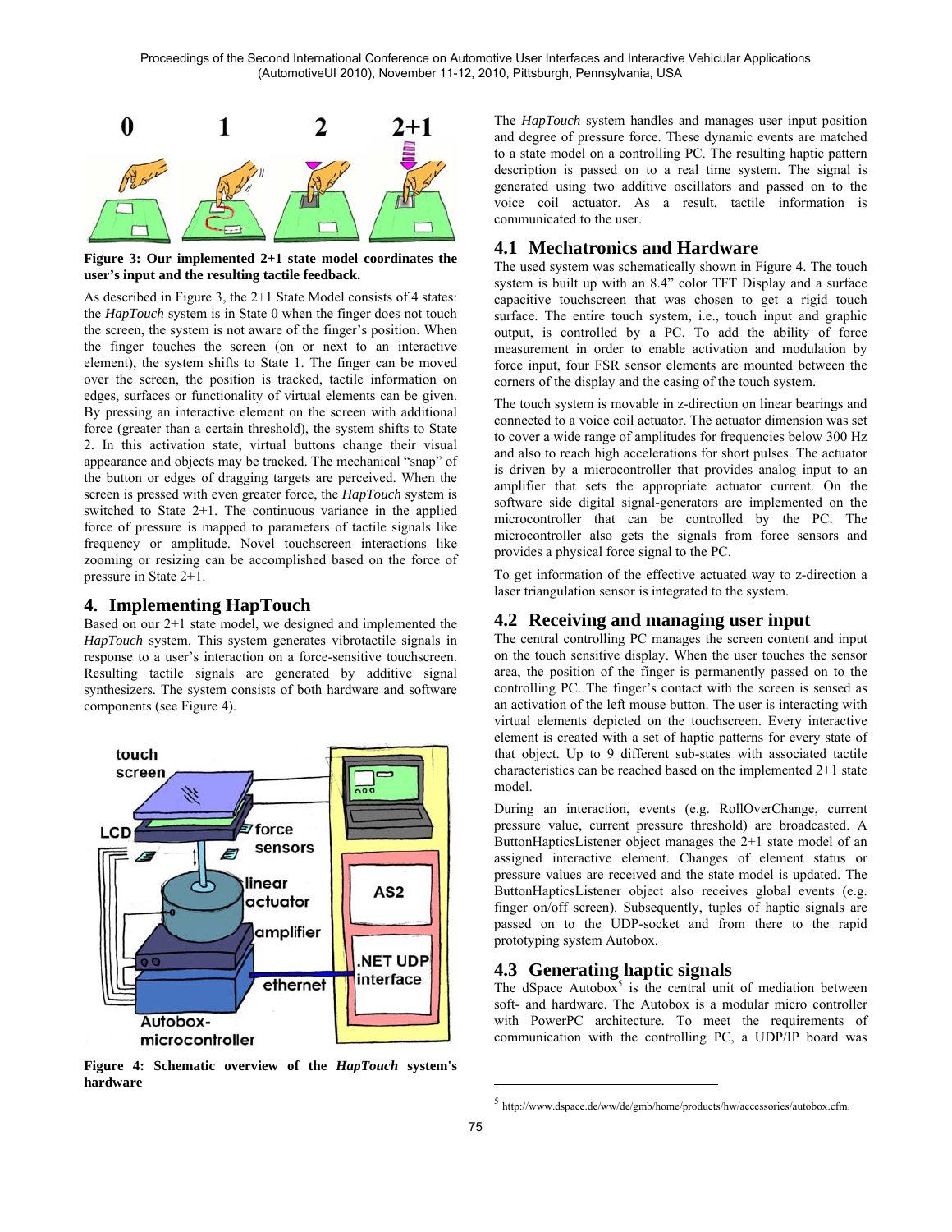**Figure 3: Our implemented 2+1 state model coordinates the user's input and the resulting tactile feedback.**

As described in Figure 3, the 2+1 State Model consists of 4 states: the *HapTouch* system is in State 0 when the finger does not touch the screen, the system is not aware of the finger's position. When the finger touches the screen (on or next to an interactive element), the system shifts to State 1. The finger can be moved over the screen, the position is tracked, tactile information on edges, surfaces or functionality of virtual elements can be given. By pressing an interactive element on the screen with additional force (greater than a certain threshold), the system shifts to State 2. In this activation state, virtual buttons change their visual appearance and objects may be tracked. The mechanical "snap" of the button or edges of dragging targets are perceived. When the screen is pressed with even greater force, the *HapTouch* system is switched to State 2+1. The continuous variance in the applied force of pressure is mapped to parameters of tactile signals like frequency or amplitude. Novel touchscreen interactions like zooming or resizing can be accomplished based on the force of pressure in State 2+1.

## 4. Implementing HapTouch

Based on our 2+1 state model, we designed and implemented the *HapTouch* system. This system generates vibrotactile signals in response to a user's interaction on a force-sensitive touchscreen. Resulting tactile signals are generated by additive signal synthesizers. The system consists of both hardware and software components (see Figure 4).

**Figure 4: Schematic overview of the *HapTouch* system's hardware**

The *HapTouch* system handles and manages user input position and degree of pressure force. These dynamic events are matched to a state model on a controlling PC. The resulting haptic pattern description is passed on to a real time system. The signal is generated using two additive oscillators and passed on to the voice coil actuator. As a result, tactile information is communicated to the user.

### 4.1 Mechatronics and Hardware

The used system was schematically shown in Figure 4. The touch system is built up with an 8.4" color TFT Display and a surface capacitive touchscreen that was chosen to get a rigid touch surface. The entire touch system, i.e., touch input and graphic output, is controlled by a PC. To add the ability of force measurement in order to enable activation and modulation by force input, four FSR sensor elements are mounted between the corners of the display and the casing of the touch system.

The touch system is movable in z-direction on linear bearings and connected to a voice coil actuator. The actuator dimension was set to cover a wide range of amplitudes for frequencies below 300 Hz and also to reach high accelerations for short pulses. The actuator is driven by a microcontroller that provides analog input to an amplifier that sets the appropriate actuator current. On the software side digital signal-generators are implemented on the microcontroller that can be controlled by the PC. The microcontroller also gets the signals from force sensors and provides a physical force signal to the PC.

To get information of the effective actuated way to z-direction a laser triangulation sensor is integrated to the system.

### 4.2 Receiving and managing user input

The central controlling PC manages the screen content and input on the touch sensitive display. When the user touches the sensor area, the position of the finger is permanently passed on to the controlling PC. The finger's contact with the screen is sensed as an activation of the left mouse button. The user is interacting with virtual elements depicted on the touchscreen. Every interactive element is created with a set of haptic patterns for every state of that object. Up to 9 different sub-states with associated tactile characteristics can be reached based on the implemented 2+1 state model.

During an interaction, events (e.g. RollOverChange, current pressure value, current pressure threshold) are broadcasted. A ButtonHapticsListener object manages the 2+1 state model of an assigned interactive element. Changes of element status or pressure values are received and the state model is updated. The ButtonHapticsListener object also receives global events (e.g. finger on/off screen). Subsequently, tuples of haptic signals are passed on to the UDP-socket and from there to the rapid prototyping system Autobox.

### 4.3 Generating haptic signals

The dSpace Autobox[5] is the central unit of mediation between soft- and hardware. The Autobox is a modular micro controller with PowerPC architecture. To meet the requirements of communication with the controlling PC, a UDP/IP board was

[5] http://www.dspace.de/ww/de/gmb/home/products/hw/accessories/autobox.cfm.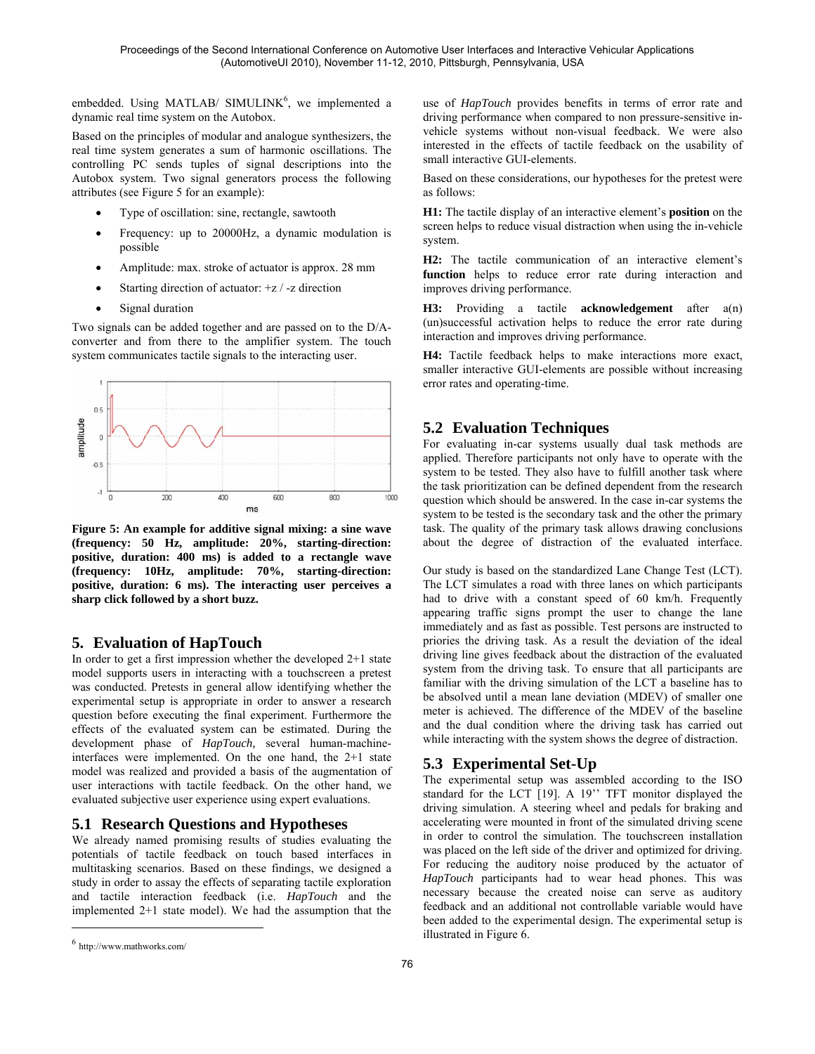embedded. Using MATLAB/ SIMULINK[6], we implemented a dynamic real time system on the Autobox.

Based on the principles of modular and analogue synthesizers, the real time system generates a sum of harmonic oscillations. The controlling PC sends tuples of signal descriptions into the Autobox system. Two signal generators process the following attributes (see Figure 5 for an example):

- Type of oscillation: sine, rectangle, sawtooth
- Frequency: up to 20000Hz, a dynamic modulation is possible
- Amplitude: max. stroke of actuator is approx. 28 mm
- Starting direction of actuator: +z / -z direction
- Signal duration

Two signals can be added together and are passed on to the D/A-converter and from there to the amplifier system. The touch system communicates tactile signals to the interacting user.

**Figure 5: An example for additive signal mixing: a sine wave (frequency: 50 Hz, amplitude: 20%, starting-direction: positive, duration: 400 ms) is added to a rectangle wave (frequency: 10Hz, amplitude: 70%, starting-direction: positive, duration: 6 ms). The interacting user perceives a sharp click followed by a short buzz.**

## 5. Evaluation of HapTouch

In order to get a first impression whether the developed 2+1 state model supports users in interacting with a touchscreen a pretest was conducted. Pretests in general allow identifying whether the experimental setup is appropriate in order to answer a research question before executing the final experiment. Furthermore the effects of the evaluated system can be estimated. During the development phase of *HapTouch*, several human-machine-interfaces were implemented. On the one hand, the 2+1 state model was realized and provided a basis of the augmentation of user interactions with tactile feedback. On the other hand, we evaluated subjective user experience using expert evaluations.

### 5.1 Research Questions and Hypotheses

We already named promising results of studies evaluating the potentials of tactile feedback on touch based interfaces in multitasking scenarios. Based on these findings, we designed a study in order to assay the effects of separating tactile exploration and tactile interaction feedback (i.e. *HapTouch* and the implemented 2+1 state model). We had the assumption that the use of *HapTouch* provides benefits in terms of error rate and driving performance when compared to non pressure-sensitive in-vehicle systems without non-visual feedback. We were also interested in the effects of tactile feedback on the usability of small interactive GUI-elements.

Based on these considerations, our hypotheses for the pretest were as follows:

**H1:** The tactile display of an interactive element's **position** on the screen helps to reduce visual distraction when using the in-vehicle system.

**H2:** The tactile communication of an interactive element's **function** helps to reduce error rate during interaction and improves driving performance.

**H3:** Providing a tactile **acknowledgement** after a(n) (un)successful activation helps to reduce the error rate during interaction and improves driving performance.

**H4:** Tactile feedback helps to make interactions more exact, smaller interactive GUI-elements are possible without increasing error rates and operating-time.

### 5.2 Evaluation Techniques

For evaluating in-car systems usually dual task methods are applied. Therefore participants not only have to operate with the system to be tested. They also have to fulfill another task where the task prioritization can be defined dependent from the research question which should be answered. In the case in-car systems the system to be tested is the secondary task and the other the primary task. The quality of the primary task allows drawing conclusions about the degree of distraction of the evaluated interface.

Our study is based on the standardized Lane Change Test (LCT). The LCT simulates a road with three lanes on which participants had to drive with a constant speed of 60 km/h. Frequently appearing traffic signs prompt the user to change the lane immediately and as fast as possible. Test persons are instructed to priories the driving task. As a result the deviation of the ideal driving line gives feedback about the distraction of the evaluated system from the driving task. To ensure that all participants are familiar with the driving simulation of the LCT a baseline has to be absolved until a mean lane deviation (MDEV) of smaller one meter is achieved. The difference of the MDEV of the baseline and the dual condition where the driving task has carried out while interacting with the system shows the degree of distraction.

### 5.3 Experimental Set-Up

The experimental setup was assembled according to the ISO standard for the LCT [19]. A 19'' TFT monitor displayed the driving simulation. A steering wheel and pedals for braking and accelerating were mounted in front of the simulated driving scene in order to control the simulation. The touchscreen installation was placed on the left side of the driver and optimized for driving. For reducing the auditory noise produced by the actuator of *HapTouch* participants had to wear head phones. This was necessary because the created noise can serve as auditory feedback and an additional not controllable variable would have been added to the experimental design. The experimental setup is illustrated in Figure 6.

[6] http://www.mathworks.com/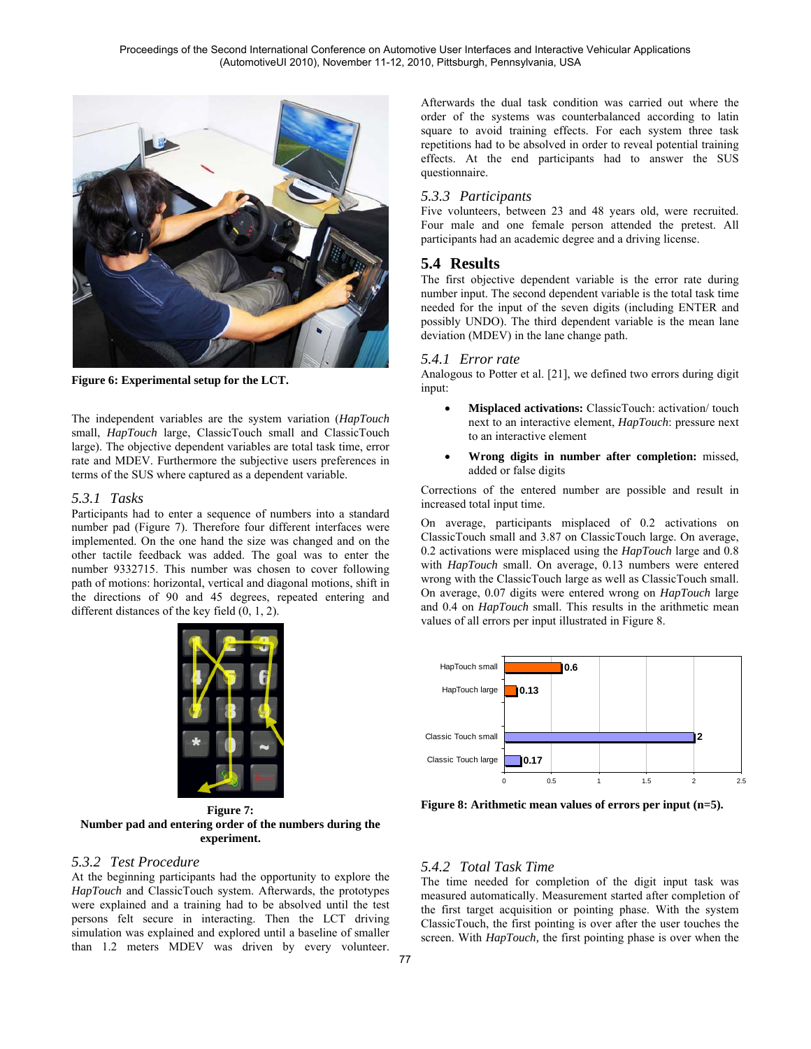Figure 6: Experimental setup for the LCT.

The independent variables are the system variation (*HapTouch* small, *HapTouch* large, ClassicTouch small and ClassicTouch large). The objective dependent variables are total task time, error rate and MDEV. Furthermore the subjective users preferences in terms of the SUS where captured as a dependent variable.

### 5.3.1 Tasks

Participants had to enter a sequence of numbers into a standard number pad (Figure 7). Therefore four different interfaces were implemented. On the one hand the size was changed and on the other tactile feedback was added. The goal was to enter the number 9332715. This number was chosen to cover following path of motions: horizontal, vertical and diagonal motions, shift in the directions of 90 and 45 degrees, repeated entering and different distances of the key field (0, 1, 2).

**Figure 7:**
**Number pad and entering order of the numbers during the experiment.**

### 5.3.2 Test Procedure

At the beginning participants had the opportunity to explore the *HapTouch* and ClassicTouch system. Afterwards, the prototypes were explained and a training had to be absolved until the test persons felt secure in interacting. Then the LCT driving simulation was explained and explored until a baseline of smaller than 1.2 meters MDEV was driven by every volunteer. Afterwards the dual task condition was carried out where the order of the systems was counterbalanced according to latin square to avoid training effects. For each system three task repetitions had to be absolved in order to reveal potential training effects. At the end participants had to answer the SUS questionnaire.

### 5.3.3 Participants

Five volunteers, between 23 and 48 years old, were recruited. Four male and one female person attended the pretest. All participants had an academic degree and a driving license.

## 5.4 Results

The first objective dependent variable is the error rate during number input. The second dependent variable is the total task time needed for the input of the seven digits (including ENTER and possibly UNDO). The third dependent variable is the mean lane deviation (MDEV) in the lane change path.

### 5.4.1 Error rate

Analogous to Potter et al. [21], we defined two errors during digit input:

- **Misplaced activations:** ClassicTouch: activation/ touch next to an interactive element, *HapTouch*: pressure next to an interactive element
- **Wrong digits in number after completion:** missed, added or false digits

Corrections of the entered number are possible and result in increased total input time.

On average, participants misplaced of 0.2 activations on ClassicTouch small and 3.87 on ClassicTouch large. On average, 0.2 activations were misplaced using the *HapTouch* large and 0.8 with *HapTouch* small. On average, 0.13 numbers were entered wrong with the ClassicTouch large as well as ClassicTouch small. On average, 0.07 digits were entered wrong on *HapTouch* large and 0.4 on *HapTouch* small. This results in the arithmetic mean values of all errors per input illustrated in Figure 8.

| System | Errors per input |
|---|---|
| HapTouch small | 0.6 |
| HapTouch large | 0.13 |
| Classic Touch small | 2 |
| Classic Touch large | 0.17 |

**Figure 8: Arithmetic mean values of errors per input (n=5).**

### 5.4.2 Total Task Time

The time needed for completion of the digit input task was measured automatically. Measurement started after completion of the first target acquisition or pointing phase. With the system ClassicTouch, the first pointing is over after the user touches the screen. With *HapTouch,* the first pointing phase is over when the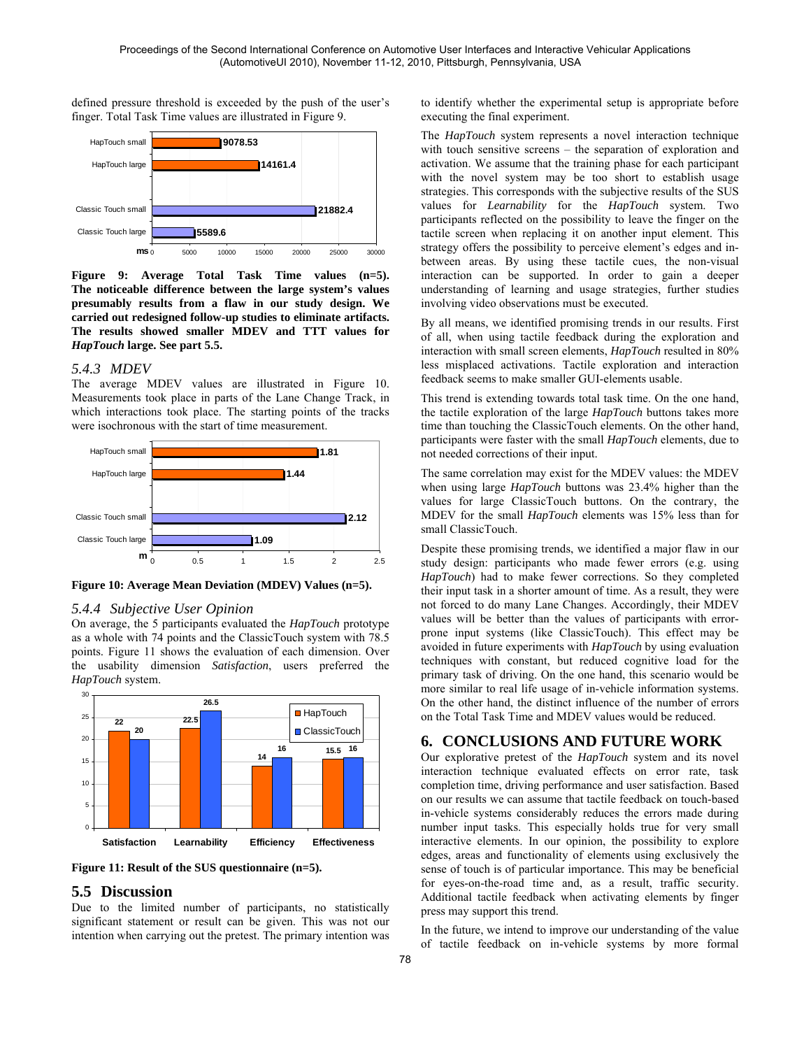defined pressure threshold is exceeded by the push of the user's finger. Total Task Time values are illustrated in Figure 9.

**Figure 9: Average Total Task Time values (n=5). The noticeable difference between the large system's values presumably results from a flaw in our study design. We carried out redesigned follow-up studies to eliminate artifacts. The results showed smaller MDEV and TTT values for *HapTouch* large. See part 5.5.**

### *5.4.3 MDEV*

The average MDEV values are illustrated in Figure 10. Measurements took place in parts of the Lane Change Track, in which interactions took place. The starting points of the tracks were isochronous with the start of time measurement.

**Figure 10: Average Mean Deviation (MDEV) Values (n=5).**

### *5.4.4 Subjective User Opinion*

On average, the 5 participants evaluated the *HapTouch* prototype as a whole with 74 points and the ClassicTouch system with 78.5 points. Figure 11 shows the evaluation of each dimension. Over the usability dimension *Satisfaction*, users preferred the *HapTouch* system.

**Figure 11: Result of the SUS questionnaire (n=5).**

## 5.5 Discussion

Due to the limited number of participants, no statistically significant statement or result can be given. This was not our intention when carrying out the pretest. The primary intention was to identify whether the experimental setup is appropriate before executing the final experiment.

The *HapTouch* system represents a novel interaction technique with touch sensitive screens – the separation of exploration and activation. We assume that the training phase for each participant with the novel system may be too short to establish usage strategies. This corresponds with the subjective results of the SUS values for *Learnability* for the *HapTouch* system. Two participants reflected on the possibility to leave the finger on the tactile screen when replacing it on another input element. This strategy offers the possibility to perceive element's edges and in-between areas. By using these tactile cues, the non-visual interaction can be supported. In order to gain a deeper understanding of learning and usage strategies, further studies involving video observations must be executed.

By all means, we identified promising trends in our results. First of all, when using tactile feedback during the exploration and interaction with small screen elements, *HapTouch* resulted in 80% less misplaced activations. Tactile exploration and interaction feedback seems to make smaller GUI-elements usable.

This trend is extending towards total task time. On the one hand, the tactile exploration of the large *HapTouch* buttons takes more time than touching the ClassicTouch elements. On the other hand, participants were faster with the small *HapTouch* elements, due to not needed corrections of their input.

The same correlation may exist for the MDEV values: the MDEV when using large *HapTouch* buttons was 23.4% higher than the values for large ClassicTouch buttons. On the contrary, the MDEV for the small *HapTouch* elements was 15% less than for small ClassicTouch.

Despite these promising trends, we identified a major flaw in our study design: participants who made fewer errors (e.g. using *HapTouch*) had to make fewer corrections. So they completed their input task in a shorter amount of time. As a result, they were not forced to do many Lane Changes. Accordingly, their MDEV values will be better than the values of participants with error-prone input systems (like ClassicTouch). This effect may be avoided in future experiments with *HapTouch* by using evaluation techniques with constant, but reduced cognitive load for the primary task of driving. On the one hand, this scenario would be more similar to real life usage of in-vehicle information systems. On the other hand, the distinct influence of the number of errors on the Total Task Time and MDEV values would be reduced.

# 6. CONCLUSIONS AND FUTURE WORK

Our explorative pretest of the *HapTouch* system and its novel interaction technique evaluated effects on error rate, task completion time, driving performance and user satisfaction. Based on our results we can assume that tactile feedback on touch-based in-vehicle systems considerably reduces the errors made during number input tasks. This especially holds true for very small interactive elements. In our opinion, the possibility to explore edges, areas and functionality of elements using exclusively the sense of touch is of particular importance. This may be beneficial for eyes-on-the-road time and, as a result, traffic security. Additional tactile feedback when activating elements by finger press may support this trend.

In the future, we intend to improve our understanding of the value of tactile feedback on in-vehicle systems by more formal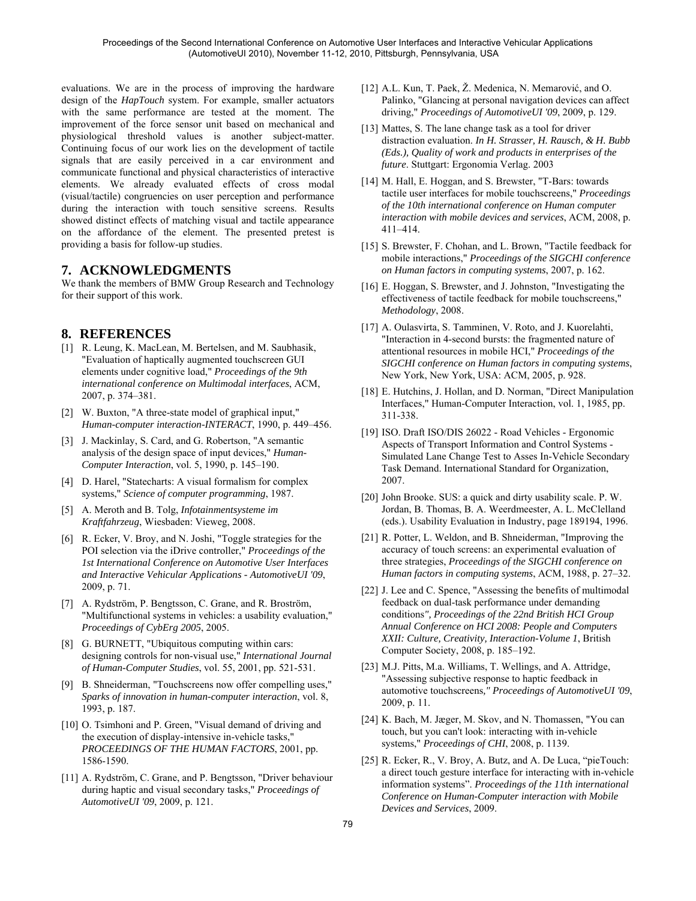evaluations. We are in the process of improving the hardware design of the *HapTouch* system. For example, smaller actuators with the same performance are tested at the moment. The improvement of the force sensor unit based on mechanical and physiological threshold values is another subject-matter. Continuing focus of our work lies on the development of tactile signals that are easily perceived in a car environment and communicate functional and physical characteristics of interactive elements. We already evaluated effects of cross modal (visual/tactile) congruencies on user perception and performance during the interaction with touch sensitive screens. Results showed distinct effects of matching visual and tactile appearance on the affordance of the element. The presented pretest is providing a basis for follow-up studies.

## 7. ACKNOWLEDGMENTS

We thank the members of BMW Group Research and Technology for their support of this work.

## 8. REFERENCES

[1] R. Leung, K. MacLean, M. Bertelsen, and M. Saubhasik, "Evaluation of haptically augmented touchscreen GUI elements under cognitive load," *Proceedings of the 9th international conference on Multimodal interfaces*, ACM, 2007, p. 374–381.

[2] W. Buxton, "A three-state model of graphical input," *Human-computer interaction-INTERACT*, 1990, p. 449–456.

[3] J. Mackinlay, S. Card, and G. Robertson, "A semantic analysis of the design space of input devices," *Human-Computer Interaction*, vol. 5, 1990, p. 145–190.

[4] D. Harel, "Statecharts: A visual formalism for complex systems," *Science of computer programming*, 1987.

[5] A. Meroth and B. Tolg, *Infotainmentsysteme im Kraftfahrzeug*, Wiesbaden: Vieweg, 2008.

[6] R. Ecker, V. Broy, and N. Joshi, "Toggle strategies for the POI selection via the iDrive controller," *Proceedings of the 1st International Conference on Automotive User Interfaces and Interactive Vehicular Applications - AutomotiveUI '09*, 2009, p. 71.

[7] A. Rydström, P. Bengtsson, C. Grane, and R. Broström, "Multifunctional systems in vehicles: a usability evaluation," *Proceedings of CybErg 2005*, 2005.

[8] G. BURNETT, "Ubiquitous computing within cars: designing controls for non-visual use," *International Journal of Human-Computer Studies*, vol. 55, 2001, pp. 521-531.

[9] B. Shneiderman, "Touchscreens now offer compelling uses," *Sparks of innovation in human-computer interaction*, vol. 8, 1993, p. 187.

[10] O. Tsimhoni and P. Green, "Visual demand of driving and the execution of display-intensive in-vehicle tasks," *PROCEEDINGS OF THE HUMAN FACTORS*, 2001, pp. 1586-1590.

[11] A. Rydström, C. Grane, and P. Bengtsson, "Driver behaviour during haptic and visual secondary tasks," *Proceedings of AutomotiveUI '09*, 2009, p. 121.

[12] A.L. Kun, T. Paek, Ž. Medenica, N. Memarović, and O. Palinko, "Glancing at personal navigation devices can affect driving," *Proceedings of AutomotiveUI '09*, 2009, p. 129.

[13] Mattes, S. The lane change task as a tool for driver distraction evaluation. *In H. Strasser, H. Rausch, & H. Bubb (Eds.), Quality of work and products in enterprises of the future*. Stuttgart: Ergonomia Verlag. 2003

[14] M. Hall, E. Hoggan, and S. Brewster, "T-Bars: towards tactile user interfaces for mobile touchscreens," *Proceedings of the 10th international conference on Human computer interaction with mobile devices and services*, ACM, 2008, p. 411–414.

[15] S. Brewster, F. Chohan, and L. Brown, "Tactile feedback for mobile interactions," *Proceedings of the SIGCHI conference on Human factors in computing systems*, 2007, p. 162.

[16] E. Hoggan, S. Brewster, and J. Johnston, "Investigating the effectiveness of tactile feedback for mobile touchscreens," *Methodology*, 2008.

[17] A. Oulasvirta, S. Tamminen, V. Roto, and J. Kuorelahti, "Interaction in 4-second bursts: the fragmented nature of attentional resources in mobile HCI," *Proceedings of the SIGCHI conference on Human factors in computing systems*, New York, New York, USA: ACM, 2005, p. 928.

[18] E. Hutchins, J. Hollan, and D. Norman, "Direct Manipulation Interfaces," Human-Computer Interaction, vol. 1, 1985, pp. 311-338.

[19] ISO. Draft ISO/DIS 26022 - Road Vehicles - Ergonomic Aspects of Transport Information and Control Systems - Simulated Lane Change Test to Asses In-Vehicle Secondary Task Demand. International Standard for Organization, 2007.

[20] John Brooke. SUS: a quick and dirty usability scale. P. W. Jordan, B. Thomas, B. A. Weerdmeester, A. L. McClelland (eds.). Usability Evaluation in Industry, page 189194, 1996.

[21] R. Potter, L. Weldon, and B. Shneiderman, "Improving the accuracy of touch screens: an experimental evaluation of three strategies, *Proceedings of the SIGCHI conference on Human factors in computing systems*, ACM, 1988, p. 27–32.

[22] J. Lee and C. Spence, "Assessing the benefits of multimodal feedback on dual-task performance under demanding conditions*", Proceedings of the 22nd British HCI Group Annual Conference on HCI 2008: People and Computers XXII: Culture, Creativity, Interaction-Volume 1*, British Computer Society, 2008, p. 185–192.

[23] M.J. Pitts, M.a. Williams, T. Wellings, and A. Attridge, "Assessing subjective response to haptic feedback in automotive touchscreens*," Proceedings of AutomotiveUI '09*, 2009, p. 11.

[24] K. Bach, M. Jæger, M. Skov, and N. Thomassen, "You can touch, but you can't look: interacting with in-vehicle systems," *Proceedings of CHI*, 2008, p. 1139.

[25] R. Ecker, R., V. Broy, A. Butz, and A. De Luca, "pieTouch: a direct touch gesture interface for interacting with in-vehicle information systems". *Proceedings of the 11th international Conference on Human-Computer interaction with Mobile Devices and Services*, 2009.